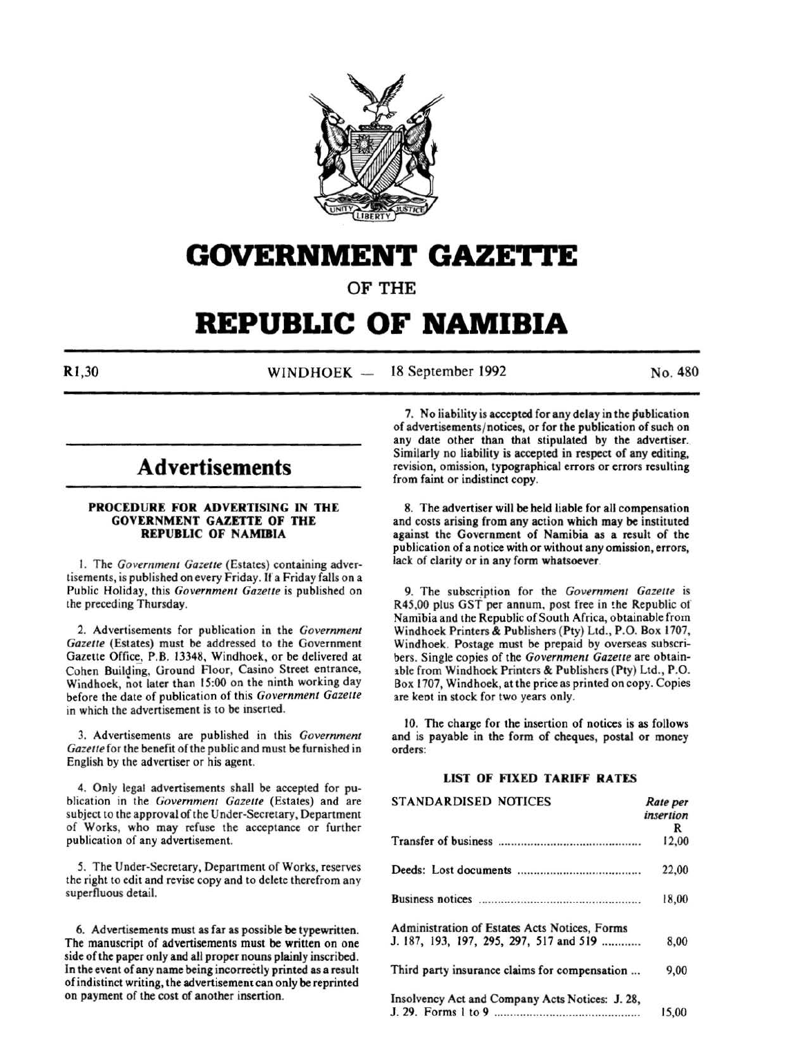# GOVERNMENT GAZETTE

## OF THE

# REPUBLIC OF NAMIBIA

R1,30 WINDHOEK — 18 September 1992 No. 480

## Advertisements

### PROCEDURE FOR ADVERTISING IN THE GOVERNMENT GAZETTE OF THE REPUBLIC OF NAMIBIA

1. The *Government Gazette* (Estates) containing advertisements, is published on every Friday. If a Friday falls on a Public Holiday, this *Government Gazette* is published on the preceding Thursday.

2. Advertisements for publication in the *Government Gazette* (Estates) must be addressed to the Government Gazette Office, P.B. 13348, Windhoek, or be delivered at Cohen Building, Ground Floor, Casino Street entrance, Windhoek, not later than 15:00 on the ninth working day before the date of publication of this *Government Gazette* in which the advertisement is to be inserted.

3. Advertisements are published in this *Government Gazette* for the benefit of the public and must be furnished in English by the advertiser or his agent.

4. Only legal advertisements shall be accepted for publication in the *Government Gazette* (Estates) and are subject to the approval of the Under-Secretary, Department of Works, who may refuse the acceptance or further publication of any advertisement.

5. The Under-Secretary, Department of Works, reserves the right to edit and revise copy and to delete therefrom any superfluous detail.

6. Advertisements must as far as possible be typewritten. The manuscript of advertisements must be written on one side of the paper only and all proper nouns plainly inscribed. In the event of any name being incorrectly printed as a result of indistinct writing, the advertisement can only be reprinted on payment of the cost of another insertion.

7. No liability is accepted for any delay in the publication of advertisements/notices, or for the publication of such on any date other than that stipulated by the advertiser. Similarly no liability is accepted in respect of any editing, revision, omission, typographical errors or errors resulting from faint or indistinct copy.

8. The advertiser will be held liable for all compensation and costs arising from any action which may be instituted against the Government of Namibia as a result of the publication of a notice with or without any omission, errors, lack of clarity or in any form whatsoever.

9. The subscription for the *Government Gazette* is R45,00 plus GST per annum, post free in the Republic of Namibia and the Republic of South Africa, obtainable from Windhoek Printers & Publishers (Pty) Ltd., P.O. Box 1707, Windhoek. Postage must be prepaid by overseas subscribers. Single copies of the *Government Gazette* are obtainable from Windhoek Printers & Publishers (Pty) Ltd., P.O. Box 1707, Windhoek, at the price as printed on copy. Copies are kept in stock for two years only.

10. The charge for the insertion of notices is as follows and is payable in the form of cheques, postal or money orders:

### LIST OF FIXED TARIFF RATES

| STANDARDISED NOTICES | *Rate per insertion* R |
|---|---|
| Transfer of business | 12,00 |
| Deeds: Lost documents | 22,00 |
| Business notices | 18,00 |
| Administration of Estates Acts Notices, Forms J. 187, 193, 197, 295, 297, 517 and 519 | 8,00 |
| Third party insurance claims for compensation | 9,00 |
| Insolvency Act and Company Acts Notices: J. 28, J. 29. Forms 1 to 9 | 15,00 |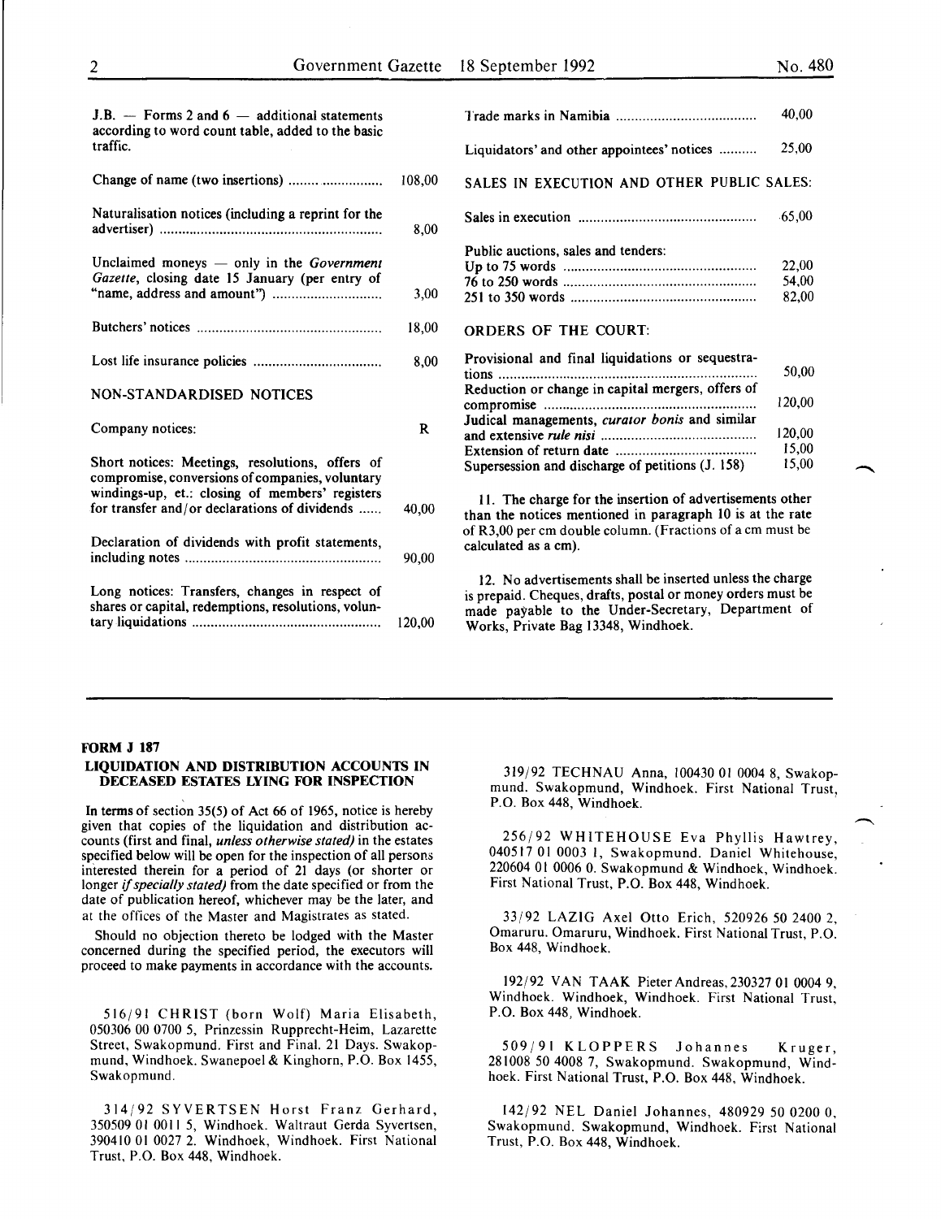J.B. — Forms 2 and 6 — additional statements according to word count table, added to the basic traffic.

| | |
|---|---|
| Change of name (two insertions) | 108,00 |
| Naturalisation notices (including a reprint for the advertiser) | 8,00 |
| Unclaimed moneys — only in the *Government Gazette*, closing date 15 January (per entry of "name, address and amount") | 3,00 |
| Butchers' notices | 18,00 |
| Lost life insurance policies | 8,00 |

NON-STANDARDISED NOTICES

| | |
|---|---|
| Company notices: | R |
| Short notices: Meetings, resolutions, offers of compromise, conversions of companies, voluntary windings-up, et.: closing of members' registers for transfer and/or declarations of dividends | 40,00 |
| Declaration of dividends with profit statements, including notes | 90,00 |
| Long notices: Transfers, changes in respect of shares or capital, redemptions, resolutions, voluntary liquidations | 120,00 |
| Trade marks in Namibia | 40,00 |
| Liquidators' and other appointees' notices | 25,00 |

SALES IN EXECUTION AND OTHER PUBLIC SALES:

| | |
|---|---|
| Sales in execution | 65,00 |
| Public auctions, sales and tenders: | |
| Up to 75 words | 22,00 |
| 76 to 250 words | 54,00 |
| 251 to 350 words | 82,00 |

ORDERS OF THE COURT:

| | |
|---|---|
| Provisional and final liquidations or sequestrations | 50,00 |
| Reduction or change in capital mergers, offers of compromise | 120,00 |
| Judical managements, *curator bonis* and similar and extensive *rule nisi* | 120,00 |
| Extension of return date | 15,00 |
| Supersession and discharge of petitions (J. 158) | 15,00 |

11. The charge for the insertion of advertisements other than the notices mentioned in paragraph 10 is at the rate of R3,00 per cm double column. (Fractions of a cm must be calculated as a cm).

12. No advertisements shall be inserted unless the charge is prepaid. Cheques, drafts, postal or money orders must be made payable to the Under-Secretary, Department of Works, Private Bag 13348, Windhoek.

---

**FORM J 187**

**LIQUIDATION AND DISTRIBUTION ACCOUNTS IN DECEASED ESTATES LYING FOR INSPECTION**

In terms of section 35(5) of Act 66 of 1965, notice is hereby given that copies of the liquidation and distribution accounts (first and final, *unless otherwise stated)* in the estates specified below will be open for the inspection of all persons interested therein for a period of 21 days (or shorter or longer *if specially stated)* from the date specified or from the date of publication hereof, whichever may be the later, and at the offices of the Master and Magistrates as stated.

Should no objection thereto be lodged with the Master concerned during the specified period, the executors will proceed to make payments in accordance with the accounts.

516/91 CHRIST (born Wolf) Maria Elisabeth, 050306 00 0700 5, Prinzessin Rupprecht-Heim, Lazarette Street, Swakopmund. First and Final. 21 Days. Swakopmund, Windhoek. Swanepoel & Kinghorn, P.O. Box 1455, Swakopmund.

314/92 SYVERTSEN Horst Franz Gerhard, 350509 01 0011 5, Windhoek. Waltraut Gerda Syvertsen, 390410 01 0027 2. Windhoek, Windhoek. First National Trust, P.O. Box 448, Windhoek.

319/92 TECHNAU Anna, 100430 01 0004 8, Swakopmund. Swakopmund, Windhoek. First National Trust, P.O. Box 448, Windhoek.

256/92 WHITEHOUSE Eva Phyllis Hawtrey, 040517 01 0003 1, Swakopmund. Daniel Whitehouse, 220604 01 0006 0. Swakopmund & Windhoek, Windhoek. First National Trust, P.O. Box 448, Windhoek.

33/92 LAZIG Axel Otto Erich, 520926 50 2400 2, Omaruru. Omaruru, Windhoek. First National Trust, P.O. Box 448, Windhoek.

192/92 VAN TAAK Pieter Andreas, 230327 01 0004 9, Windhoek. Windhoek, Windhoek. First National Trust, P.O. Box 448, Windhoek.

509/91 KLOPPERS Johannes Kruger, 281008 50 4008 7, Swakopmund. Swakopmund, Windhoek. First National Trust, P.O. Box 448, Windhoek.

142/92 NEL Daniel Johannes, 480929 50 0200 0, Swakopmund. Swakopmund, Windhoek. First National Trust, P.O. Box 448, Windhoek.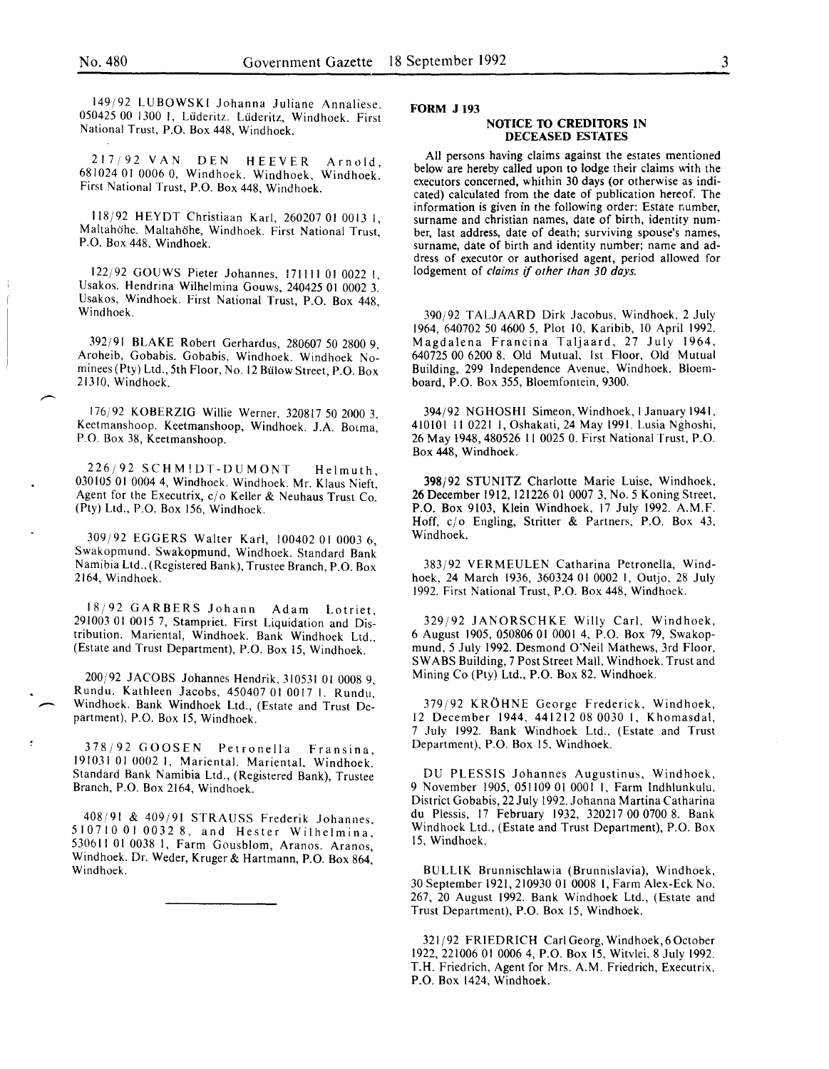149/92 LUBOWSKI Johanna Juliane Annaliese, 050425 00 1300 1, Lüderitz. Lüderitz, Windhoek. First National Trust, P.O. Box 448, Windhoek.

217/92 VAN DEN HEEVER Arnold, 681024 01 0006 0, Windhoek. Windhoek, Windhoek. First National Trust, P.O. Box 448, Windhoek.

118/92 HEYDT Christiaan Karl, 260207 01 0013 1, Maltahöhe. Maltahöhe, Windhoek. First National Trust, P.O. Box 448, Windhoek.

122/92 GOUWS Pieter Johannes, 171111 01 0022 1, Usakos. Hendrina Wilhelmina Gouws, 240425 01 0002 3. Usakos, Windhoek. First National Trust, P.O. Box 448, Windhoek.

392/91 BLAKE Robert Gerhardus, 280607 50 2800 9, Aroheib, Gobabis. Gobabis, Windhoek. Windhoek Nominees (Pty) Ltd., 5th Floor, No. 12 Bülow Street, P.O. Box 21310, Windhoek.

176/92 KOBERZIG Willie Werner, 320817 50 2000 3, Keetmanshoop. Keetmanshoop, Windhoek. J.A. Botma, P.O. Box 38, Keetmanshoop.

226/92 SCHMIDT-DUMONT Helmuth, 030105 01 0004 4, Windhoek. Windhoek. Mr. Klaus Nieft, Agent for the Executrix, c/o Keller & Neuhaus Trust Co. (Pty) Ltd., P.O. Box 156, Windhoek.

309/92 EGGERS Walter Karl, 100402 01 0003 6, Swakopmund. Swakopmund, Windhoek. Standard Bank Namibia Ltd., (Registered Bank), Trustee Branch, P.O. Box 2164, Windhoek.

18/92 GARBERS Johann Adam Lotriet, 291003 01 0015 7, Stampriet. First Liquidation and Distribution. Mariental, Windhoek. Bank Windhoek Ltd., (Estate and Trust Department), P.O. Box 15, Windhoek.

200/92 JACOBS Johannes Hendrik, 310531 01 0008 9, Rundu. Kathleen Jacobs, 450407 01 0017 1. Rundu, Windhoek. Bank Windhoek Ltd., (Estate and Trust Department), P.O. Box 15, Windhoek.

378/92 GOOSEN Petronella Fransina, 191031 01 0002 1, Mariental. Mariental, Windhoek. Standard Bank Namibia Ltd., (Registered Bank), Trustee Branch, P.O. Box 2164, Windhoek.

408/91 & 409/91 STRAUSS Frederik Johannes, 510710 01 0032 8, and Hester Wilhelmina, 530611 01 0038 1, Farm Gousblom, Aranos. Aranos, Windhoek. Dr. Weder, Kruger & Hartmann, P.O. Box 864, Windhoek.

---

**FORM J 193**

### NOTICE TO CREDITORS IN DECEASED ESTATES

All persons having claims against the estates mentioned below are hereby called upon to lodge their claims with the executors concerned, whithin 30 days (or otherwise as indicated) calculated from the date of publication hereof. The information is given in the following order: Estate number, surname and christian names, date of birth, identity number, last address, date of death; surviving spouse's names, surname, date of birth and identity number; name and address of executor or authorised agent, period allowed for lodgement of *claims if other than 30 days.*

390/92 TALJAARD Dirk Jacobus, Windhoek, 2 July 1964, 640702 50 4600 5, Plot 10, Karibib, 10 April 1992. Magdalena Francina Taljaard, 27 July 1964, 640725 00 6200 8. Old Mutual, 1st Floor, Old Mutual Building, 299 Independence Avenue, Windhoek. Bloemboard, P.O. Box 355, Bloemfontein, 9300.

394/92 NGHOSHI Simeon, Windhoek, 1 January 1941, 410101 11 0221 1, Oshakati, 24 May 1991. Lusia Nghoshi, 26 May 1948, 480526 11 0025 0. First National Trust, P.O. Box 448, Windhoek.

398/92 STUNITZ Charlotte Marie Luise, Windhoek, 26 December 1912, 121226 01 0007 3, No. 5 Koning Street, P.O. Box 9103, Klein Windhoek, 17 July 1992. A.M.F. Hoff, c/o Engling, Stritter & Partners, P.O. Box 43, Windhoek.

383/92 VERMEULEN Catharina Petronella, Windhoek, 24 March 1936, 360324 01 0002 1, Outjo, 28 July 1992. First National Trust, P.O. Box 448, Windhoek.

329/92 JANORSCHKE Willy Carl, Windhoek, 6 August 1905, 050806 01 0001 4, P.O. Box 79, Swakopmund, 5 July 1992. Desmond O'Neil Mathews, 3rd Floor, SWABS Building, 7 Post Street Mall, Windhoek. Trust and Mining Co (Pty) Ltd., P.O. Box 82. Windhoek.

379/92 KRÖHNE George Frederick, Windhoek, 12 December 1944, 441212 08 0030 1, Khomasdal, 7 July 1992. Bank Windhoek Ltd., (Estate and Trust Department), P.O. Box 15, Windhoek.

DU PLESSIS Johannes Augustinus, Windhoek, 9 November 1905, 051109 01 0001 1, Farm Indhlunkulu, District Gobabis, 22 July 1992. Johanna Martina Catharina du Plessis, 17 February 1932, 320217 00 0700 8. Bank Windhoek Ltd., (Estate and Trust Department), P.O. Box 15, Windhoek.

BULLIK Brunnischlawia (Brunnislavia), Windhoek, 30 September 1921, 210930 01 0008 1, Farm Alex-Eck No. 267, 20 August 1992. Bank Windhoek Ltd., (Estate and Trust Department), P.O. Box 15, Windhoek.

321/92 FRIEDRICH Carl Georg, Windhoek, 6 October 1922, 221006 01 0006 4, P.O. Box 15, Witvlei, 8 July 1992. T.H. Friedrich, Agent for Mrs. A.M. Friedrich, Executrix, P.O. Box 1424, Windhoek.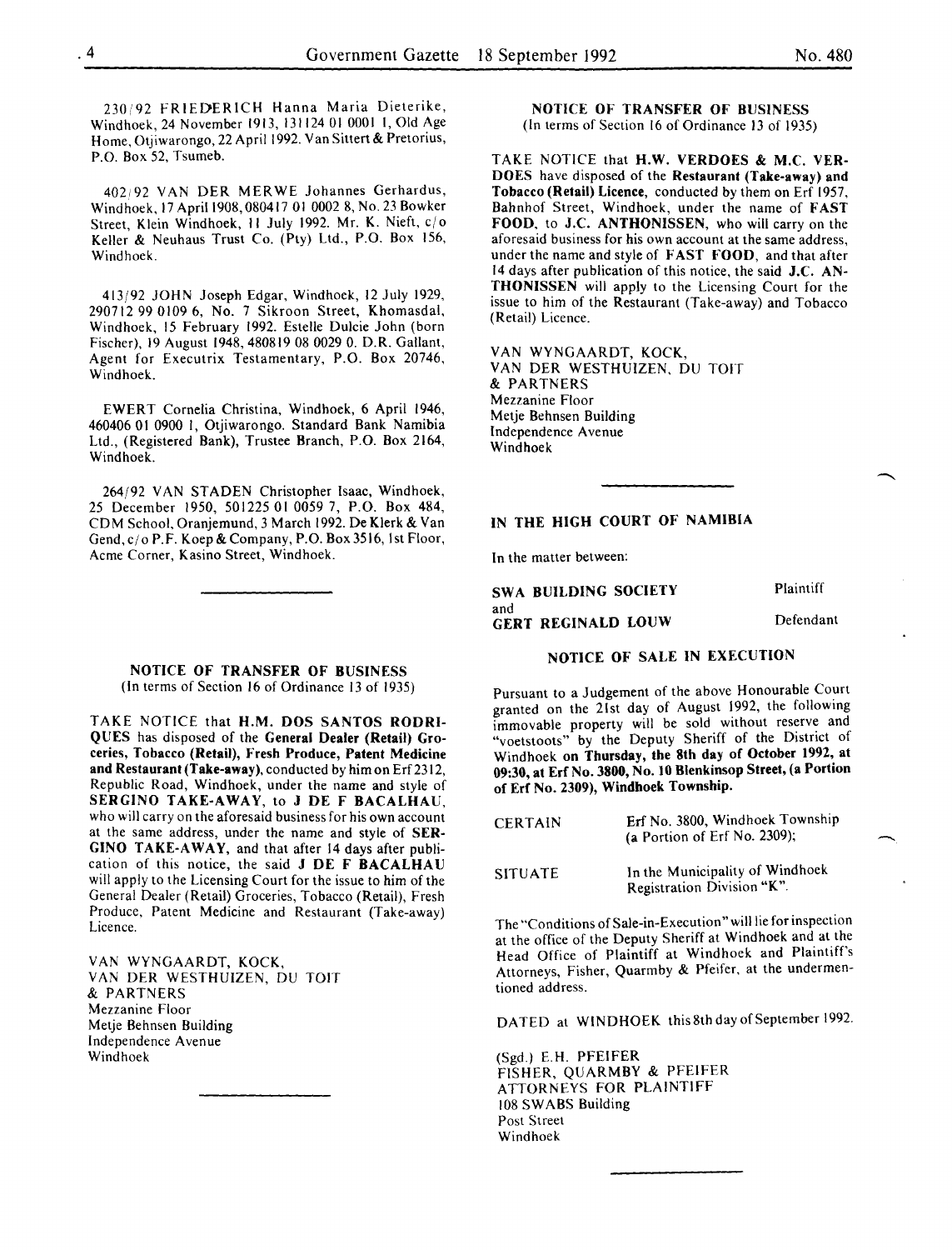230/92 FRIEDERICH Hanna Maria Dieterike, Windhoek, 24 November 1913, 131124 01 0001 1, Old Age Home, Otjiwarongo, 22 April 1992. Van Sittert & Pretorius, P.O. Box 52, Tsumeb.

402/92 VAN DER MERWE Johannes Gerhardus, Windhoek, 17 April 1908, 080417 01 0002 8, No. 23 Bowker Street, Klein Windhoek, 11 July 1992. Mr. K. Nieft, c/o Keller & Neuhaus Trust Co. (Pty) Ltd., P.O. Box 156, Windhoek.

413/92 JOHN Joseph Edgar, Windhoek, 12 July 1929, 290712 99 0109 6, No. 7 Sikroon Street, Khomasdal, Windhoek, 15 February 1992. Estelle Dulcie John (born Fischer), 19 August 1948, 480819 08 0029 0. D.R. Gallant, Agent for Executrix Testamentary, P.O. Box 20746, Windhoek.

EWERT Cornelia Christina, Windhoek, 6 April 1946, 460406 01 0900 1, Otjiwarongo. Standard Bank Namibia Ltd., (Registered Bank), Trustee Branch, P.O. Box 2164, Windhoek.

264/92 VAN STADEN Christopher Isaac, Windhoek, 25 December 1950, 501225 01 0059 7, P.O. Box 484, CDM School, Oranjemund, 3 March 1992. De Klerk & Van Gend, c/o P.F. Koep & Company, P.O. Box 3516, 1st Floor, Acme Corner, Kasino Street, Windhoek.

---

**NOTICE OF TRANSFER OF BUSINESS**
(In terms of Section 16 of Ordinance 13 of 1935)

TAKE NOTICE that **H.M. DOS SANTOS RODRIQUES** has disposed of the **General Dealer (Retail) Groceries, Tobacco (Retail), Fresh Produce, Patent Medicine and Restaurant (Take-away)**, conducted by him on Erf 2312, Republic Road, Windhoek, under the name and style of **SERGINO TAKE-AWAY**, to **J DE F BACALHAU**, who will carry on the aforesaid business for his own account at the same address, under the name and style of **SERGINO TAKE-AWAY**, and that after 14 days after publication of this notice, the said **J DE F BACALHAU** will apply to the Licensing Court for the issue to him of the General Dealer (Retail) Groceries, Tobacco (Retail), Fresh Produce, Patent Medicine and Restaurant (Take-away) Licence.

VAN WYNGAARDT, KOCK,
VAN DER WESTHUIZEN, DU TOIT
& PARTNERS
Mezzanine Floor
Metje Behnsen Building
Independence Avenue
Windhoek

---

**NOTICE OF TRANSFER OF BUSINESS**
(In terms of Section 16 of Ordinance 13 of 1935)

TAKE NOTICE that **H.W. VERDOES & M.C. VERDOES** have disposed of the **Restaurant (Take-away) and Tobacco (Retail) Licence**, conducted by them on Erf 1957, Bahnhof Street, Windhoek, under the name of **FAST FOOD**, to **J.C. ANTHONISSEN**, who will carry on the aforesaid business for his own account at the same address, under the name and style of **FAST FOOD**, and that after 14 days after publication of this notice, the said **J.C. ANTHONISSEN** will apply to the Licensing Court for the issue to him of the Restaurant (Take-away) and Tobacco (Retail) Licence.

VAN WYNGAARDT, KOCK,
VAN DER WESTHUIZEN, DU TOIT
& PARTNERS
Mezzanine Floor
Metje Behnsen Building
Independence Avenue
Windhoek

---

**IN THE HIGH COURT OF NAMIBIA**

In the matter between:

**SWA BUILDING SOCIETY** — Plaintiff
and
**GERT REGINALD LOUW** — Defendant

**NOTICE OF SALE IN EXECUTION**

Pursuant to a Judgement of the above Honourable Court granted on the 21st day of August 1992, the following immovable property will be sold without reserve and "voetstoots" by the Deputy Sheriff of the District of Windhoek **on Thursday, the 8th day of October 1992, at 09:30, at Erf No. 3800, No. 10 Blenkinsop Street, (a Portion of Erf No. 2309), Windhoek Township.**

| | |
|---|---|
| CERTAIN | Erf No. 3800, Windhoek Township (a Portion of Erf No. 2309); |
| SITUATE | In the Municipality of Windhoek Registration Division "K". |

The "Conditions of Sale-in-Execution" will lie for inspection at the office of the Deputy Sheriff at Windhoek and at the Head Office of Plaintiff at Windhoek and Plaintiff's Attorneys, Fisher, Quarmby & Pfeifer, at the undermentioned address.

DATED at WINDHOEK this 8th day of September 1992.

(Sgd.) E.H. PFEIFER
FISHER, QUARMBY & PFEIFER
ATTORNEYS FOR PLAINTIFF
108 SWABS Building
Post Street
Windhoek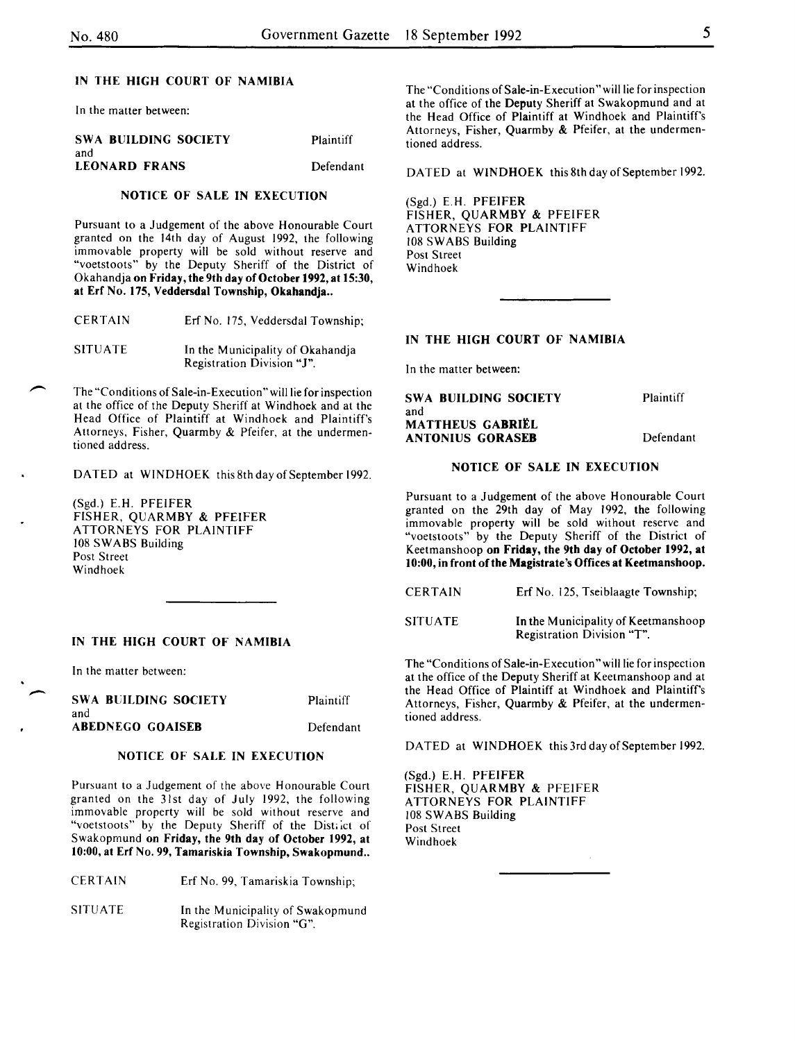## IN THE HIGH COURT OF NAMIBIA

In the matter between:

| | |
|---|---|
| **SWA BUILDING SOCIETY** | Plaintiff |
| and | |
| **LEONARD FRANS** | Defendant |

### NOTICE OF SALE IN EXECUTION

Pursuant to a Judgement of the above Honourable Court granted on the 14th day of August 1992, the following immovable property will be sold without reserve and "voetstoots" by the Deputy Sheriff of the District of Okahandja **on Friday, the 9th day of October 1992, at 15:30, at Erf No. 175, Veddersdal Township, Okahandja..**

| | |
|---|---|
| CERTAIN | Erf No. 175, Veddersdal Township; |
| SITUATE | In the Municipality of Okahandja Registration Division "J". |

The "Conditions of Sale-in-Execution" will lie for inspection at the office of the Deputy Sheriff at Windhoek and at the Head Office of Plaintiff at Windhoek and Plaintiff's Attorneys, Fisher, Quarmby & Pfeifer, at the undermentioned address.

DATED at WINDHOEK this 8th day of September 1992.

(Sgd.) E.H. PFEIFER
FISHER, QUARMBY & PFEIFER
ATTORNEYS FOR PLAINTIFF
108 SWABS Building
Post Street
Windhoek

---

## IN THE HIGH COURT OF NAMIBIA

In the matter between:

| | |
|---|---|
| **SWA BUILDING SOCIETY** | Plaintiff |
| and | |
| **ABEDNEGO GOAISEB** | Defendant |

### NOTICE OF SALE IN EXECUTION

Pursuant to a Judgement of the above Honourable Court granted on the 31st day of July 1992, the following immovable property will be sold without reserve and "voetstoots" by the Deputy Sheriff of the District of Swakopmund **on Friday, the 9th day of October 1992, at 10:00, at Erf No. 99, Tamariskia Township, Swakopmund..**

| | |
|---|---|
| CERTAIN | Erf No. 99, Tamariskia Township; |
| SITUATE | In the Municipality of Swakopmund Registration Division "G". |

The "Conditions of Sale-in-Execution" will lie for inspection at the office of the Deputy Sheriff at Swakopmund and at the Head Office of Plaintiff at Windhoek and Plaintiff's Attorneys, Fisher, Quarmby & Pfeifer, at the undermentioned address.

DATED at WINDHOEK this 8th day of September 1992.

(Sgd.) E.H. PFEIFER
FISHER, QUARMBY & PFEIFER
ATTORNEYS FOR PLAINTIFF
108 SWABS Building
Post Street
Windhoek

---

## IN THE HIGH COURT OF NAMIBIA

In the matter between:

| | |
|---|---|
| **SWA BUILDING SOCIETY** | Plaintiff |
| and | |
| **MATTHEUS GABRIËL ANTONIUS GORASEB** | Defendant |

### NOTICE OF SALE IN EXECUTION

Pursuant to a Judgement of the above Honourable Court granted on the 29th day of May 1992, the following immovable property will be sold without reserve and "voetstoots" by the Deputy Sheriff of the District of Keetmanshoop **on Friday, the 9th day of October 1992, at 10:00, in front of the Magistrate's Offices at Keetmanshoop.**

| | |
|---|---|
| CERTAIN | Erf No. 125, Tseiblaagte Township; |
| SITUATE | In the Municipality of Keetmanshoop Registration Division "T". |

The "Conditions of Sale-in-Execution" will lie for inspection at the office of the Deputy Sheriff at Keetmanshoop and at the Head Office of Plaintiff at Windhoek and Plaintiff's Attorneys, Fisher, Quarmby & Pfeifer, at the undermentioned address.

DATED at WINDHOEK this 3rd day of September 1992.

(Sgd.) E.H. PFEIFER
FISHER, QUARMBY & PFEIFER
ATTORNEYS FOR PLAINTIFF
108 SWABS Building
Post Street
Windhoek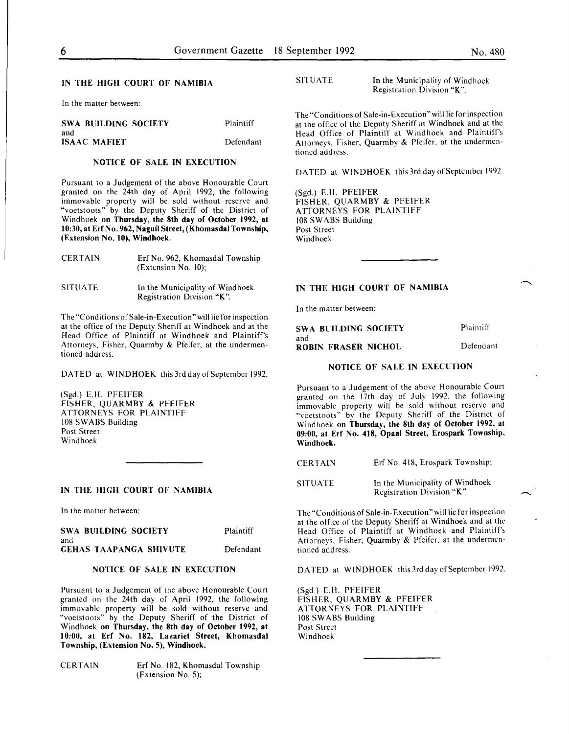## IN THE HIGH COURT OF NAMIBIA

In the matter between:

| | |
|---|---|
| **SWA BUILDING SOCIETY** | Plaintiff |
| and | |
| **ISAAC MAFIET** | Defendant |

### NOTICE OF SALE IN EXECUTION

Pursuant to a Judgement of the above Honourable Court granted on the 24th day of April 1992, the following immovable property will be sold without reserve and "voetstoots" by the Deputy Sheriff of the District of Windhoek **on Thursday, the 8th day of October 1992, at 10:30, at Erf No. 962, Naguil Street, (Khomasdal Township, (Extension No. 10), Windhoek.**

| | |
|---|---|
| CERTAIN | Erf No. 962, Khomasdal Township (Extension No. 10); |
| SITUATE | In the Municipality of Windhoek Registration Division "K". |

The "Conditions of Sale-in-Execution" will lie for inspection at the office of the Deputy Sheriff at Windhoek and at the Head Office of Plaintiff at Windhoek and Plaintiff's Attorneys, Fisher, Quarmby & Pfeifer, at the undermentioned address.

DATED at WINDHOEK this 3rd day of September 1992.

(Sgd.) E.H. PFEIFER
FISHER, QUARMBY & PFEIFER
ATTORNEYS FOR PLAINTIFF
108 SWABS Building
Post Street
Windhoek

---

## IN THE HIGH COURT OF NAMIBIA

In the matter between:

| | |
|---|---|
| **SWA BUILDING SOCIETY** | Plaintiff |
| and | |
| **GEHAS TAAPANGA SHIVUTE** | Defendant |

### NOTICE OF SALE IN EXECUTION

Pursuant to a Judgement of the above Honourable Court granted on the 24th day of April 1992, the following immovable property will be sold without reserve and "voetstoots" by the Deputy Sheriff of the District of Windhoek **on Thursday, the 8th day of October 1992, at 10:00, at Erf No. 182, Lazariet Street, Khomasdal Township, (Extension No. 5), Windhoek.**

| | |
|---|---|
| CERTAIN | Erf No. 182, Khomasdal Township (Extension No. 5); |
| SITUATE | In the Municipality of Windhoek Registration Division "K". |

The "Conditions of Sale-in-Execution" will lie for inspection at the office of the Deputy Sheriff at Windhoek and at the Head Office of Plaintiff at Windhoek and Plaintiff's Attorneys, Fisher, Quarmby & Pfeifer, at the undermentioned address.

DATED at WINDHOEK this 3rd day of September 1992.

(Sgd.) E.H. PFEIFER
FISHER, QUARMBY & PFEIFER
ATTORNEYS FOR PLAINTIFF
108 SWABS Building
Post Street
Windhoek

---

## IN THE HIGH COURT OF NAMIBIA

In the matter between:

| | |
|---|---|
| **SWA BUILDING SOCIETY** | Plaintiff |
| and | |
| **ROBIN FRASER NICHOL** | Defendant |

### NOTICE OF SALE IN EXECUTION

Pursuant to a Judgement of the above Honourable Court granted on the 17th day of July 1992, the following immovable property will be sold without reserve and "voetstoots" by the Deputy Sheriff of the District of Windhoek **on Thursday, the 8th day of October 1992, at 09:00, at Erf No. 418, Opaal Street, Erospark Township, Windhoek.**

| | |
|---|---|
| CERTAIN | Erf No. 418, Erospark Township; |
| SITUATE | In the Municipality of Windhoek Registration Division "K". |

The "Conditions of Sale-in-Execution" will lie for inspection at the office of the Deputy Sheriff at Windhoek and at the Head Office of Plaintiff at Windhoek and Plaintiff's Attorneys, Fisher, Quarmby & Pfeifer, at the undermentioned address.

DATED at WINDHOEK this 3rd day of September 1992.

(Sgd.) E.H. PFEIFER
FISHER, QUARMBY & PFEIFER
ATTORNEYS FOR PLAINTIFF
108 SWABS Building
Post Street
Windhoek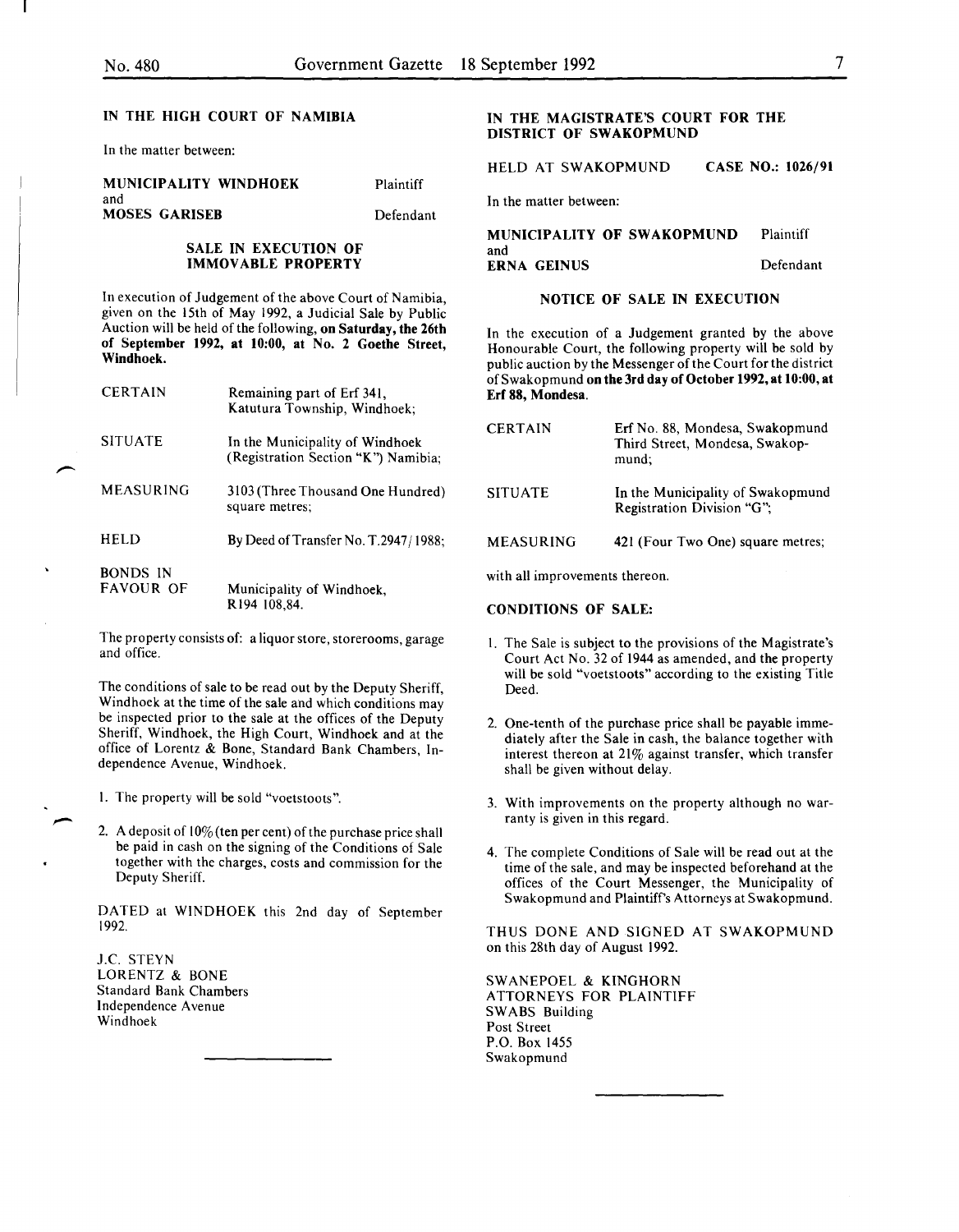**IN THE HIGH COURT OF NAMIBIA**

In the matter between:

| | |
|---|---|
| **MUNICIPALITY WINDHOEK** | Plaintiff |
| and | |
| **MOSES GARISEB** | Defendant |

**SALE IN EXECUTION OF IMMOVABLE PROPERTY**

In execution of Judgement of the above Court of Namibia, given on the 15th of May 1992, a Judicial Sale by Public Auction will be held of the following, **on Saturday, the 26th of September 1992, at 10:00, at No. 2 Goethe Street, Windhoek.**

| | |
|---|---|
| CERTAIN | Remaining part of Erf 341, Katutura Township, Windhoek; |
| SITUATE | In the Municipality of Windhoek (Registration Section "K") Namibia; |
| MEASURING | 3103 (Three Thousand One Hundred) square metres; |
| HELD | By Deed of Transfer No. T.2947/1988; |
| BONDS IN FAVOUR OF | Municipality of Windhoek, R194 108,84. |

The property consists of: a liquor store, storerooms, garage and office.

The conditions of sale to be read out by the Deputy Sheriff, Windhoek at the time of the sale and which conditions may be inspected prior to the sale at the offices of the Deputy Sheriff, Windhoek, the High Court, Windhoek and at the office of Lorentz & Bone, Standard Bank Chambers, Independence Avenue, Windhoek.

1. The property will be sold "voetstoots".
2. A deposit of 10% (ten per cent) of the purchase price shall be paid in cash on the signing of the Conditions of Sale together with the charges, costs and commission for the Deputy Sheriff.

DATED at WINDHOEK this 2nd day of September 1992.

J.C. STEYN
LORENTZ & BONE
Standard Bank Chambers
Independence Avenue
Windhoek

---

**IN THE MAGISTRATE'S COURT FOR THE DISTRICT OF SWAKOPMUND**

HELD AT SWAKOPMUND **CASE NO.: 1026/91**

In the matter between:

| | |
|---|---|
| **MUNICIPALITY OF SWAKOPMUND** | Plaintiff |
| and | |
| **ERNA GEINUS** | Defendant |

**NOTICE OF SALE IN EXECUTION**

In the execution of a Judgement granted by the above Honourable Court, the following property will be sold by public auction by the Messenger of the Court for the district of Swakopmund **on the 3rd day of October 1992, at 10:00, at Erf 88, Mondesa.**

| | |
|---|---|
| CERTAIN | Erf No. 88, Mondesa, Swakopmund Third Street, Mondesa, Swakopmund; |
| SITUATE | In the Municipality of Swakopmund Registration Division "G"; |
| MEASURING | 421 (Four Two One) square metres; |

with all improvements thereon.

**CONDITIONS OF SALE:**

1. The Sale is subject to the provisions of the Magistrate's Court Act No. 32 of 1944 as amended, and the property will be sold "voetstoots" according to the existing Title Deed.
2. One-tenth of the purchase price shall be payable immediately after the Sale in cash, the balance together with interest thereon at 21% against transfer, which transfer shall be given without delay.
3. With improvements on the property although no warranty is given in this regard.
4. The complete Conditions of Sale will be read out at the time of the sale, and may be inspected beforehand at the offices of the Court Messenger, the Municipality of Swakopmund and Plaintiff's Attorneys at Swakopmund.

THUS DONE AND SIGNED AT SWAKOPMUND on this 28th day of August 1992.

SWANEPOEL & KINGHORN
ATTORNEYS FOR PLAINTIFF
SWABS Building
Post Street
P.O. Box 1455
Swakopmund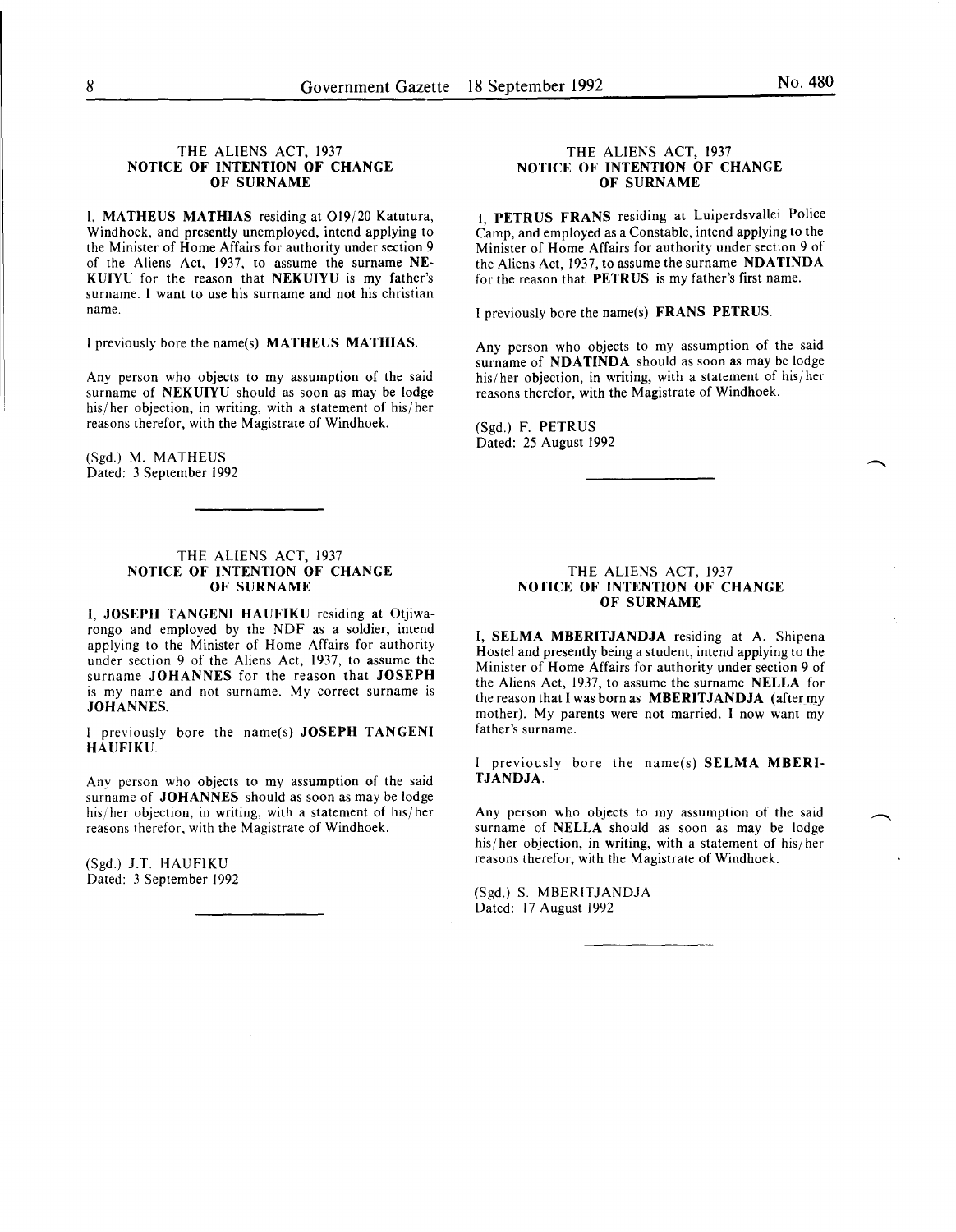### THE ALIENS ACT, 1937
### NOTICE OF INTENTION OF CHANGE OF SURNAME

I, **MATHEUS MATHIAS** residing at O19/20 Katutura, Windhoek, and presently unemployed, intend applying to the Minister of Home Affairs for authority under section 9 of the Aliens Act, 1937, to assume the surname **NEKUIYU** for the reason that **NEKUIYU** is my father's surname. I want to use his surname and not his christian name.

I previously bore the name(s) **MATHEUS MATHIAS**.

Any person who objects to my assumption of the said surname of **NEKUIYU** should as soon as may be lodge his/her objection, in writing, with a statement of his/her reasons therefor, with the Magistrate of Windhoek.

(Sgd.) M. MATHEUS
Dated: 3 September 1992

### THE ALIENS ACT, 1937
### NOTICE OF INTENTION OF CHANGE OF SURNAME

I, **JOSEPH TANGENI HAUFIKU** residing at Otjiwarongo and employed by the NDF as a soldier, intend applying to the Minister of Home Affairs for authority under section 9 of the Aliens Act, 1937, to assume the surname **JOHANNES** for the reason that **JOSEPH** is my name and not surname. My correct surname is **JOHANNES**.

I previously bore the name(s) **JOSEPH TANGENI HAUFIKU**.

Any person who objects to my assumption of the said surname of **JOHANNES** should as soon as may be lodge his/her objection, in writing, with a statement of his/her reasons therefor, with the Magistrate of Windhoek.

(Sgd.) J.T. HAUFIKU
Dated: 3 September 1992

### THE ALIENS ACT, 1937
### NOTICE OF INTENTION OF CHANGE OF SURNAME

I, **PETRUS FRANS** residing at Luiperdsvallei Police Camp, and employed as a Constable, intend applying to the Minister of Home Affairs for authority under section 9 of the Aliens Act, 1937, to assume the surname **NDATINDA** for the reason that **PETRUS** is my father's first name.

I previously bore the name(s) **FRANS PETRUS**.

Any person who objects to my assumption of the said surname of **NDATINDA** should as soon as may be lodge his/her objection, in writing, with a statement of his/her reasons therefor, with the Magistrate of Windhoek.

(Sgd.) F. PETRUS
Dated: 25 August 1992

### THE ALIENS ACT, 1937
### NOTICE OF INTENTION OF CHANGE OF SURNAME

I, **SELMA MBERITJANDJA** residing at A. Shipena Hostel and presently being a student, intend applying to the Minister of Home Affairs for authority under section 9 of the Aliens Act, 1937, to assume the surname **NELLA** for the reason that I was born as **MBERITJANDJA** (after my mother). My parents were not married. I now want my father's surname.

I previously bore the name(s) **SELMA MBERITJANDJA**.

Any person who objects to my assumption of the said surname of **NELLA** should as soon as may be lodge his/her objection, in writing, with a statement of his/her reasons therefor, with the Magistrate of Windhoek.

(Sgd.) S. MBERITJANDJA
Dated: 17 August 1992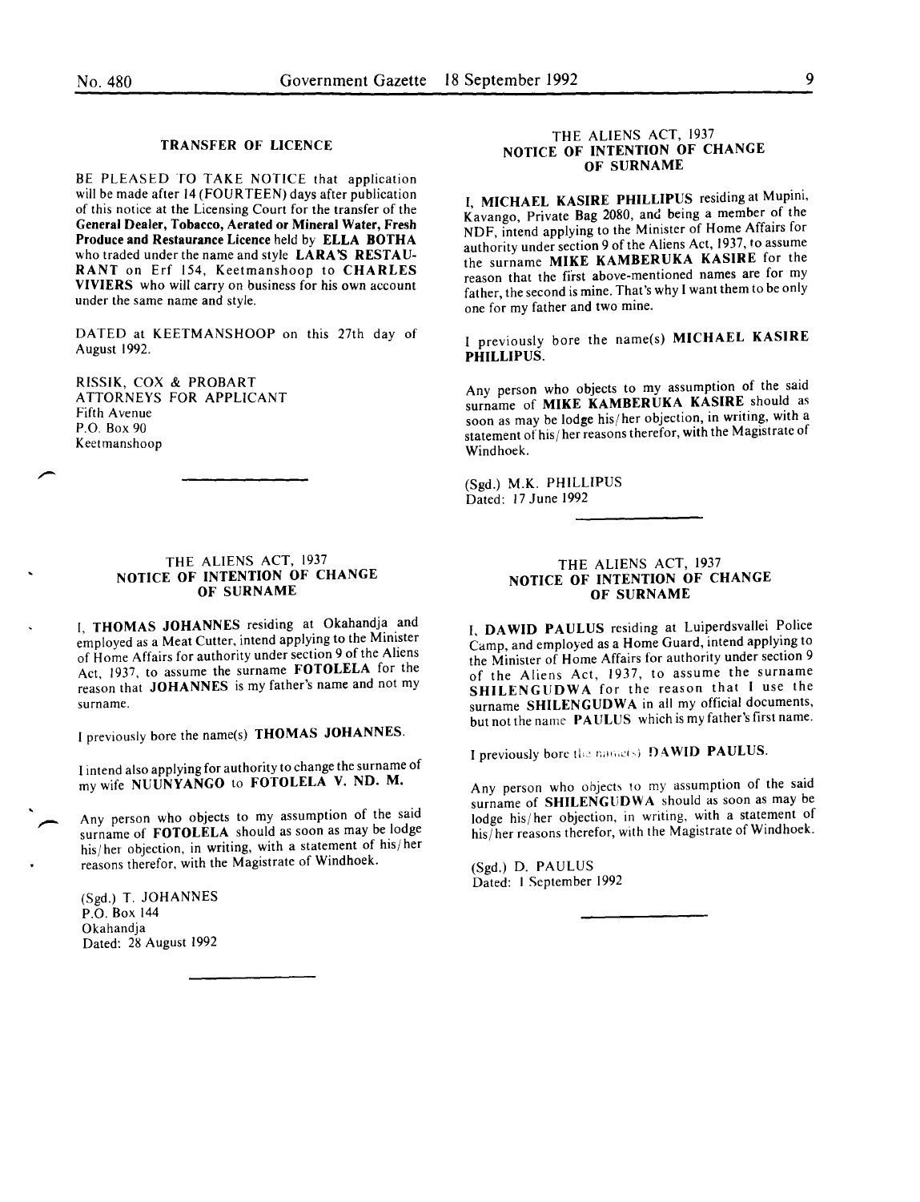### TRANSFER OF LICENCE

BE PLEASED TO TAKE NOTICE that application will be made after 14 (FOURTEEN) days after publication of this notice at the Licensing Court for the transfer of the **General Dealer, Tobacco, Aerated or Mineral Water, Fresh Produce and Restaurance Licence** held by **ELLA BOTHA** who traded under the name and style **LARA'S RESTAURANT** on Erf 154, Keetmanshoop to **CHARLES VIVIERS** who will carry on business for his own account under the same name and style.

DATED at KEETMANSHOOP on this 27th day of August 1992.

RISSIK, COX & PROBART
ATTORNEYS FOR APPLICANT
Fifth Avenue
P.O. Box 90
Keetmanshoop

---

### THE ALIENS ACT, 1937
### NOTICE OF INTENTION OF CHANGE OF SURNAME

I, **THOMAS JOHANNES** residing at Okahandja and employed as a Meat Cutter, intend applying to the Minister of Home Affairs for authority under section 9 of the Aliens Act, 1937, to assume the surname **FOTOLELA** for the reason that **JOHANNES** is my father's name and not my surname.

I previously bore the name(s) **THOMAS JOHANNES**.

I intend also applying for authority to change the surname of my wife **NUUNYANGO** to **FOTOLELA V. ND. M.**

Any person who objects to my assumption of the said surname of **FOTOLELA** should as soon as may be lodge his/her objection, in writing, with a statement of his/her reasons therefor, with the Magistrate of Windhoek.

(Sgd.) T. JOHANNES
P.O. Box 144
Okahandja
Dated: 28 August 1992

---

### THE ALIENS ACT, 1937
### NOTICE OF INTENTION OF CHANGE OF SURNAME

I, **MICHAEL KASIRE PHILLIPUS** residing at Mupini, Kavango, Private Bag 2080, and being a member of the NDF, intend applying to the Minister of Home Affairs for authority under section 9 of the Aliens Act, 1937, to assume the surname **MIKE KAMBERUKA KASIRE** for the reason that the first above-mentioned names are for my father, the second is mine. That's why I want them to be only one for my father and two mine.

I previously bore the name(s) **MICHAEL KASIRE PHILLIPUS**.

Any person who objects to my assumption of the said surname of **MIKE KAMBERUKA KASIRE** should as soon as may be lodge his/her objection, in writing, with a statement of his/her reasons therefor, with the Magistrate of Windhoek.

(Sgd.) M.K. PHILLIPUS
Dated: 17 June 1992

---

### THE ALIENS ACT, 1937
### NOTICE OF INTENTION OF CHANGE OF SURNAME

I, **DAWID PAULUS** residing at Luiperdsvallei Police Camp, and employed as a Home Guard, intend applying to the Minister of Home Affairs for authority under section 9 of the Aliens Act, 1937, to assume the surname **SHILENGUDWA** for the reason that I use the surname **SHILENGUDWA** in all my official documents, but not the name **PAULUS** which is my father's first name.

I previously bore the name(s) **DAWID PAULUS**.

Any person who objects to my assumption of the said surname of **SHILENGUDWA** should as soon as may be lodge his/her objection, in writing, with a statement of his/her reasons therefor, with the Magistrate of Windhoek.

(Sgd.) D. PAULUS
Dated: 1 September 1992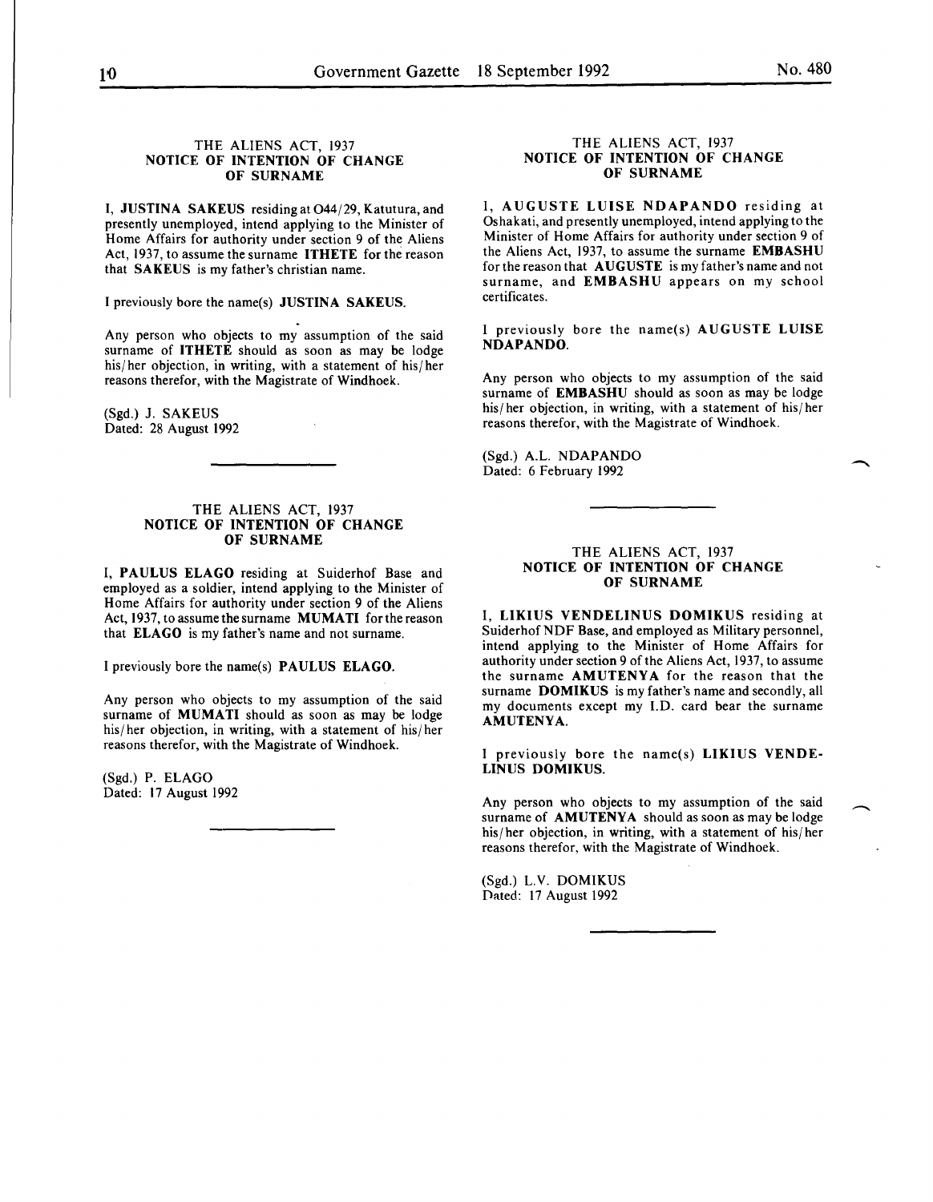### THE ALIENS ACT, 1937
### NOTICE OF INTENTION OF CHANGE OF SURNAME

I, **JUSTINA SAKEUS** residing at O44/29, Katutura, and presently unemployed, intend applying to the Minister of Home Affairs for authority under section 9 of the Aliens Act, 1937, to assume the surname **ITHETE** for the reason that **SAKEUS** is my father's christian name.

I previously bore the name(s) **JUSTINA SAKEUS.**

Any person who objects to my assumption of the said surname of **ITHETE** should as soon as may be lodge his/her objection, in writing, with a statement of his/her reasons therefor, with the Magistrate of Windhoek.

(Sgd.) J. SAKEUS
Dated: 28 August 1992

### THE ALIENS ACT, 1937
### NOTICE OF INTENTION OF CHANGE OF SURNAME

I, **PAULUS ELAGO** residing at Suiderhof Base and employed as a soldier, intend applying to the Minister of Home Affairs for authority under section 9 of the Aliens Act, 1937, to assume the surname **MUMATI** for the reason that **ELAGO** is my father's name and not surname.

I previously bore the name(s) **PAULUS ELAGO.**

Any person who objects to my assumption of the said surname of **MUMATI** should as soon as may be lodge his/her objection, in writing, with a statement of his/her reasons therefor, with the Magistrate of Windhoek.

(Sgd.) P. ELAGO
Dated: 17 August 1992

### THE ALIENS ACT, 1937
### NOTICE OF INTENTION OF CHANGE OF SURNAME

I, **AUGUSTE LUISE NDAPANDO** residing at Oshakati, and presently unemployed, intend applying to the Minister of Home Affairs for authority under section 9 of the Aliens Act, 1937, to assume the surname **EMBASHU** for the reason that **AUGUSTE** is my father's name and not surname, and **EMBASHU** appears on my school certificates.

I previously bore the name(s) **AUGUSTE LUISE NDAPANDO.**

Any person who objects to my assumption of the said surname of **EMBASHU** should as soon as may be lodge his/her objection, in writing, with a statement of his/her reasons therefor, with the Magistrate of Windhoek.

(Sgd.) A.L. NDAPANDO
Dated: 6 February 1992

### THE ALIENS ACT, 1937
### NOTICE OF INTENTION OF CHANGE OF SURNAME

I, **LIKIUS VENDELINUS DOMIKUS** residing at Suiderhof NDF Base, and employed as Military personnel, intend applying to the Minister of Home Affairs for authority under section 9 of the Aliens Act, 1937, to assume the surname **AMUTENYA** for the reason that the surname **DOMIKUS** is my father's name and secondly, all my documents except my I.D. card bear the surname **AMUTENYA.**

I previously bore the name(s) **LIKIUS VENDELINUS DOMIKUS.**

Any person who objects to my assumption of the said surname of **AMUTENYA** should as soon as may be lodge his/her objection, in writing, with a statement of his/her reasons therefor, with the Magistrate of Windhoek.

(Sgd.) L.V. DOMIKUS
Dated: 17 August 1992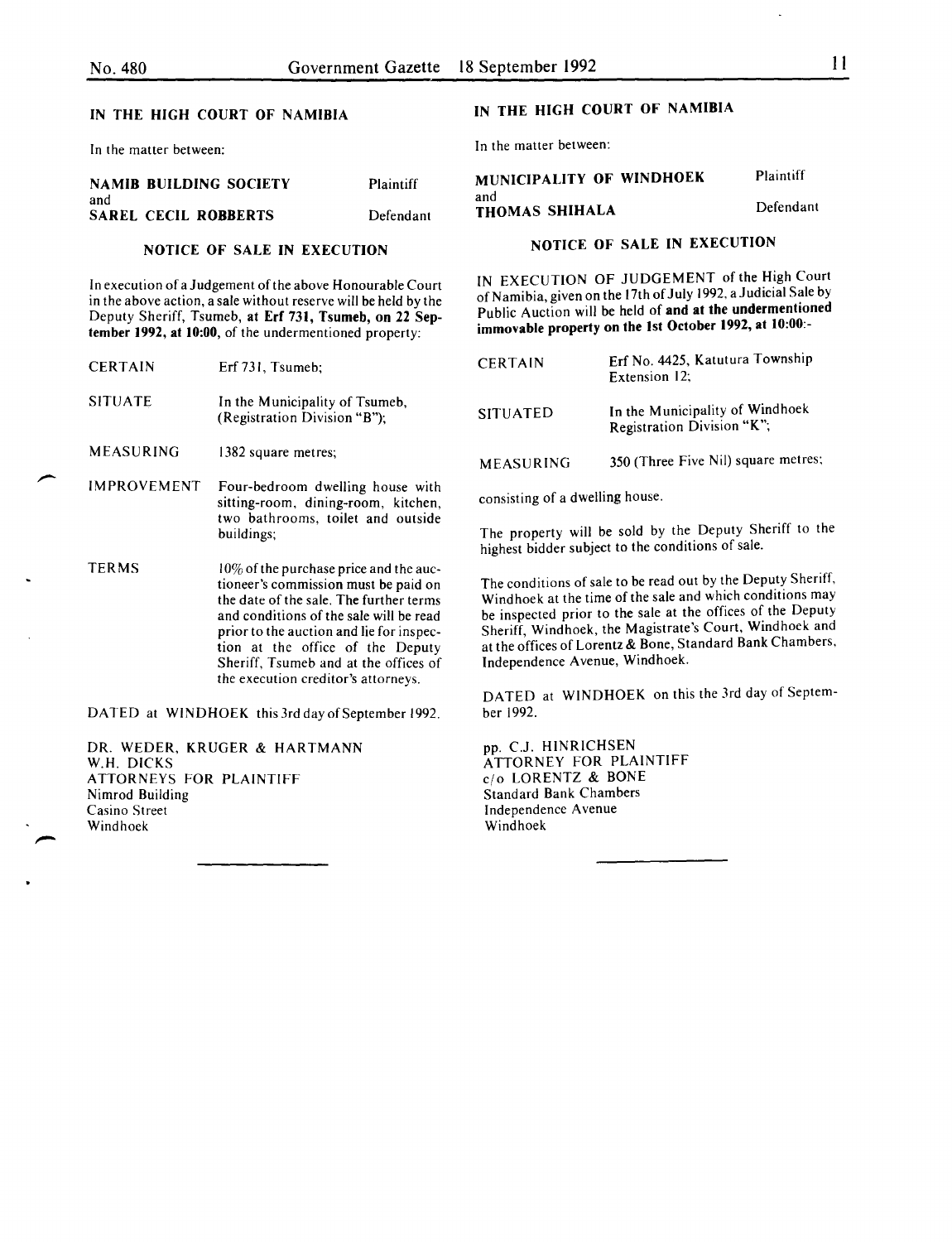## IN THE HIGH COURT OF NAMIBIA

In the matter between:

| | |
|---|---|
| **NAMIB BUILDING SOCIETY** and | Plaintiff |
| **SAREL CECIL ROBBERTS** | Defendant |

### NOTICE OF SALE IN EXECUTION

In execution of a Judgement of the above Honourable Court in the above action, a sale without reserve will be held by the Deputy Sheriff, Tsumeb, **at Erf 731, Tsumeb, on 22 September 1992, at 10:00,** of the undermentioned property:

| | |
|---|---|
| CERTAIN | Erf 731, Tsumeb; |
| SITUATE | In the Municipality of Tsumeb, (Registration Division "B"); |
| MEASURING | 1382 square metres; |
| IMPROVEMENT | Four-bedroom dwelling house with sitting-room, dining-room, kitchen, two bathrooms, toilet and outside buildings; |
| TERMS | 10% of the purchase price and the auctioneer's commission must be paid on the date of the sale. The further terms and conditions of the sale will be read prior to the auction and lie for inspection at the office of the Deputy Sheriff, Tsumeb and at the offices of the execution creditor's attorneys. |

DATED at WINDHOEK this 3rd day of September 1992.

DR. WEDER, KRUGER & HARTMANN
W.H. DICKS
ATTORNEYS FOR PLAINTIFF
Nimrod Building
Casino Street
Windhoek

---

## IN THE HIGH COURT OF NAMIBIA

In the matter between:

| | |
|---|---|
| **MUNICIPALITY OF WINDHOEK** and | Plaintiff |
| **THOMAS SHIHALA** | Defendant |

### NOTICE OF SALE IN EXECUTION

IN EXECUTION OF JUDGEMENT of the High Court of Namibia, given on the 17th of July 1992, a Judicial Sale by Public Auction will be held of **and at the undermentioned immovable property on the 1st October 1992, at 10:00:-**

| | |
|---|---|
| CERTAIN | Erf No. 4425, Katutura Township Extension 12; |
| SITUATED | In the Municipality of Windhoek Registration Division "K"; |
| MEASURING | 350 (Three Five Nil) square metres; |

consisting of a dwelling house.

The property will be sold by the Deputy Sheriff to the highest bidder subject to the conditions of sale.

The conditions of sale to be read out by the Deputy Sheriff, Windhoek at the time of the sale and which conditions may be inspected prior to the sale at the offices of the Deputy Sheriff, Windhoek, the Magistrate's Court, Windhoek and at the offices of Lorentz & Bone, Standard Bank Chambers, Independence Avenue, Windhoek.

DATED at WINDHOEK on this the 3rd day of September 1992.

pp. C.J. HINRICHSEN
ATTORNEY FOR PLAINTIFF
c/o LORENTZ & BONE
Standard Bank Chambers
Independence Avenue
Windhoek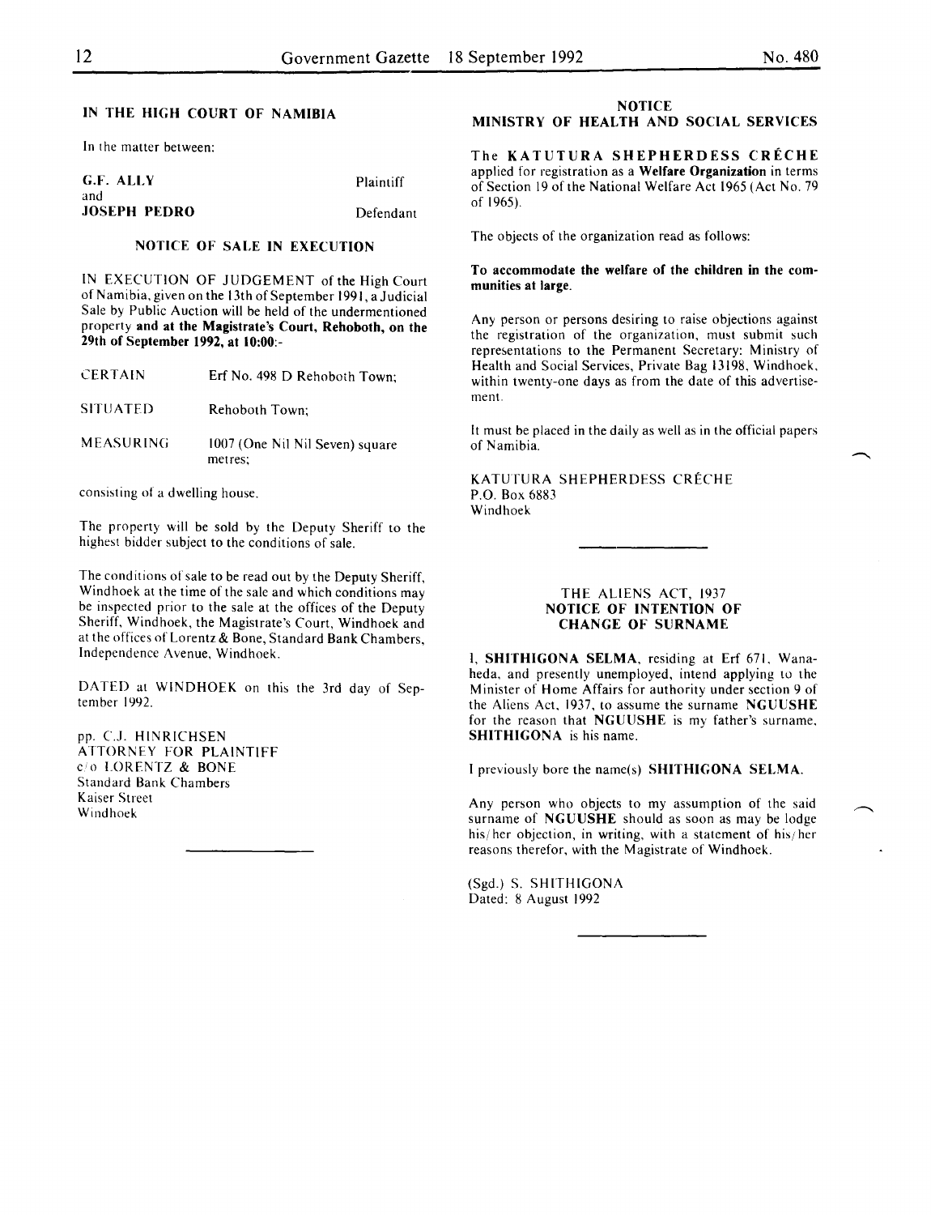## IN THE HIGH COURT OF NAMIBIA

In the matter between:

| | |
|---|---|
| **G.F. ALLY** | Plaintiff |
| and | |
| **JOSEPH PEDRO** | Defendant |

### NOTICE OF SALE IN EXECUTION

IN EXECUTION OF JUDGEMENT of the High Court of Namibia, given on the 13th of September 1991, a Judicial Sale by Public Auction will be held of the undermentioned property **and at the Magistrate's Court, Rehoboth, on the 29th of September 1992, at 10:00:-**

| | |
|---|---|
| CERTAIN | Erf No. 498 D Rehoboth Town; |
| SITUATED | Rehoboth Town; |
| MEASURING | 1007 (One Nil Nil Seven) square metres; |

consisting of a dwelling house.

The property will be sold by the Deputy Sheriff to the highest bidder subject to the conditions of sale.

The conditions of sale to be read out by the Deputy Sheriff, Windhoek at the time of the sale and which conditions may be inspected prior to the sale at the offices of the Deputy Sheriff, Windhoek, the Magistrate's Court, Windhoek and at the offices of Lorentz & Bone, Standard Bank Chambers, Independence Avenue, Windhoek.

DATED at WINDHOEK on this the 3rd day of September 1992.

pp. C.J. HINRICHSEN
ATTORNEY FOR PLAINTIFF
c/o LORENTZ & BONE
Standard Bank Chambers
Kaiser Street
Windhoek

---

## NOTICE
## MINISTRY OF HEALTH AND SOCIAL SERVICES

The **KATUTURA SHEPHERDESS CRÉCHE** applied for registration as a **Welfare Organization** in terms of Section 19 of the National Welfare Act 1965 (Act No. 79 of 1965).

The objects of the organization read as follows:

**To accommodate the welfare of the children in the communities at large.**

Any person or persons desiring to raise objections against the registration of the organization, must submit such representations to the Permanent Secretary: Ministry of Health and Social Services, Private Bag 13198, Windhoek, within twenty-one days as from the date of this advertisement.

It must be placed in the daily as well as in the official papers of Namibia.

KATUTURA SHEPHERDESS CRÉCHE
P.O. Box 6883
Windhoek

---

### THE ALIENS ACT, 1937
### NOTICE OF INTENTION OF CHANGE OF SURNAME

I, **SHITHIGONA SELMA**, residing at Erf 671, Wanaheda, and presently unemployed, intend applying to the Minister of Home Affairs for authority under section 9 of the Aliens Act, 1937, to assume the surname **NGUUSHE** for the reason that **NGUUSHE** is my father's surname, **SHITHIGONA** is his name.

I previously bore the name(s) **SHITHIGONA SELMA**.

Any person who objects to my assumption of the said surname of **NGUUSHE** should as soon as may be lodge his/her objection, in writing, with a statement of his/her reasons therefor, with the Magistrate of Windhoek.

(Sgd.) S. SHITHIGONA
Dated: 8 August 1992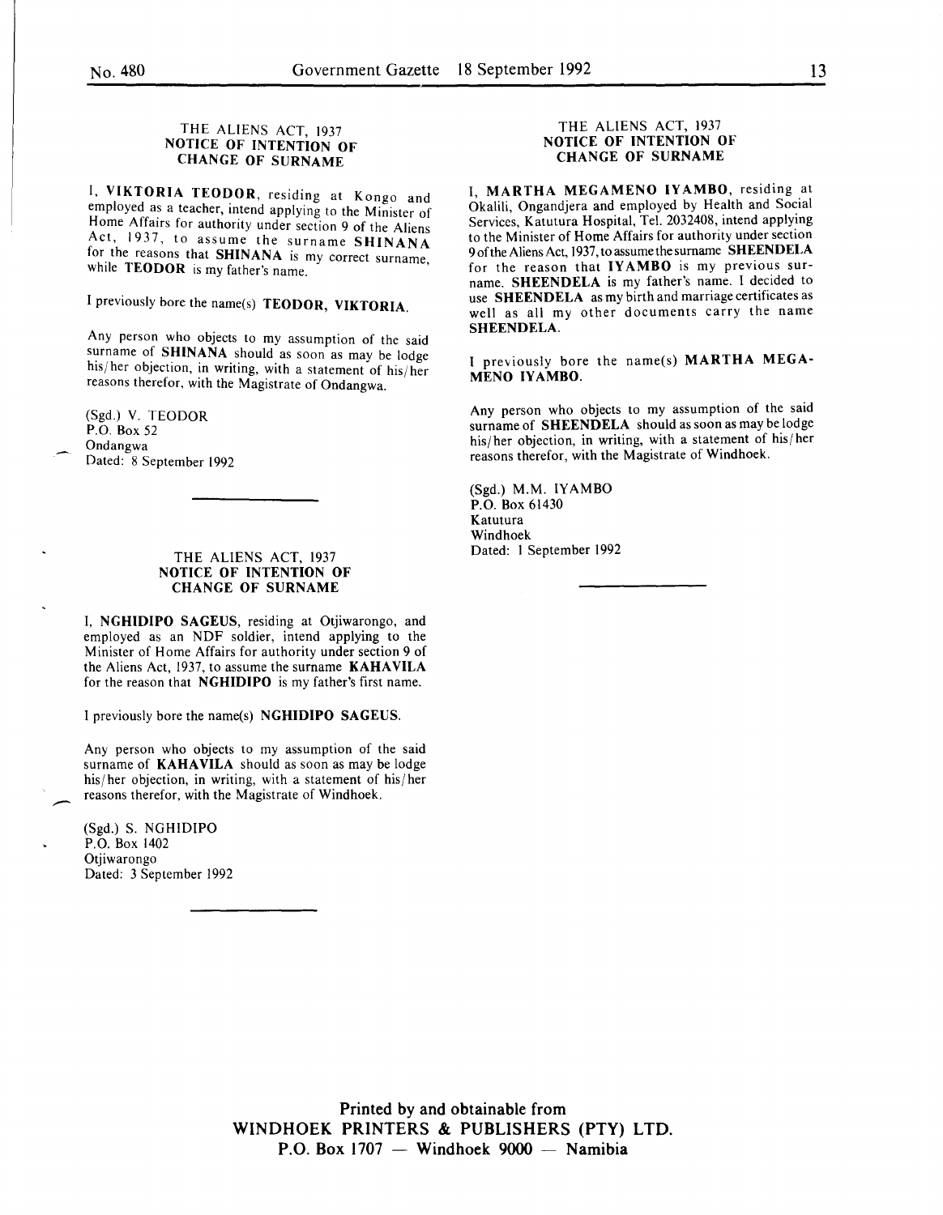### THE ALIENS ACT, 1937
### NOTICE OF INTENTION OF CHANGE OF SURNAME

I, **VIKTORIA TEODOR**, residing at Kongo and employed as a teacher, intend applying to the Minister of Home Affairs for authority under section 9 of the Aliens Act, 1937, to assume the surname **SHINANA** for the reasons that **SHINANA** is my correct surname, while **TEODOR** is my father's name.

I previously bore the name(s) **TEODOR, VIKTORIA**.

Any person who objects to my assumption of the said surname of **SHINANA** should as soon as may be lodge his/her objection, in writing, with a statement of his/her reasons therefor, with the Magistrate of Ondangwa.

(Sgd.) V. TEODOR
P.O. Box 52
Ondangwa
Dated: 8 September 1992

---

### THE ALIENS ACT, 1937
### NOTICE OF INTENTION OF CHANGE OF SURNAME

I, **NGHIDIPO SAGEUS**, residing at Otjiwarongo, and employed as an NDF soldier, intend applying to the Minister of Home Affairs for authority under section 9 of the Aliens Act, 1937, to assume the surname **KAHAVILA** for the reason that **NGHIDIPO** is my father's first name.

I previously bore the name(s) **NGHIDIPO SAGEUS**.

Any person who objects to my assumption of the said surname of **KAHAVILA** should as soon as may be lodge his/her objection, in writing, with a statement of his/her reasons therefor, with the Magistrate of Windhoek.

(Sgd.) S. NGHIDIPO
P.O. Box 1402
Otjiwarongo
Dated: 3 September 1992

---

### THE ALIENS ACT, 1937
### NOTICE OF INTENTION OF CHANGE OF SURNAME

I, **MARTHA MEGAMENO IYAMBO**, residing at Okalili, Ongandjera and employed by Health and Social Services, Katutura Hospital, Tel. 2032408, intend applying to the Minister of Home Affairs for authority under section 9 of the Aliens Act, 1937, to assume the surname **SHEENDELA** for the reason that **IYAMBO** is my previous surname. **SHEENDELA** is my father's name. I decided to use **SHEENDELA** as my birth and marriage certificates as well as all my other documents carry the name **SHEENDELA**.

I previously bore the name(s) **MARTHA MEGAMENO IYAMBO**.

Any person who objects to my assumption of the said surname of **SHEENDELA** should as soon as may be lodge his/her objection, in writing, with a statement of his/her reasons therefor, with the Magistrate of Windhoek.

(Sgd.) M.M. IYAMBO
P.O. Box 61430
Katutura
Windhoek
Dated: 1 September 1992

---

**Printed by and obtainable from**
**WINDHOEK PRINTERS & PUBLISHERS (PTY) LTD.**
**P.O. Box 1707 — Windhoek 9000 — Namibia**